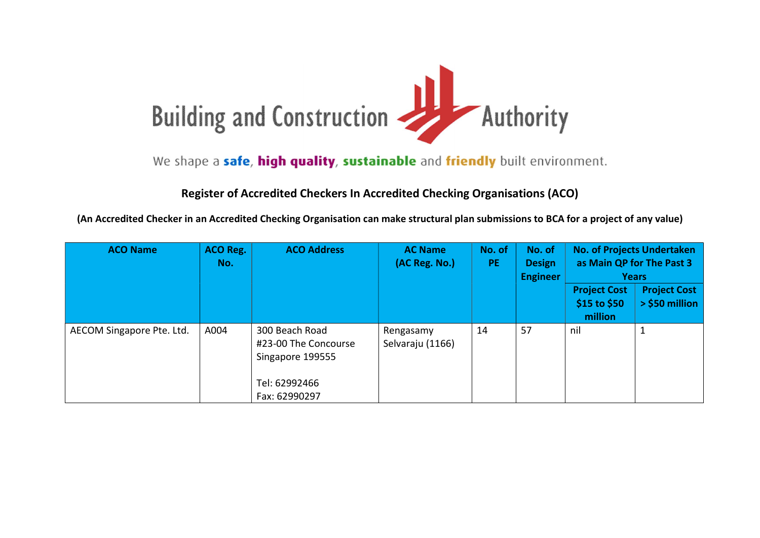Building and Construction Authority

We shape a **safe**, **high quality**, **sustainable** and **friendly** built environment.

## Register of Accredited Checkers In Accredited Checking Organisations (ACO)

**(An Accredited Checker in an Accredited Checking Organisation can make structural plan submissions to BCA for a project of any value)**

| ACO Name | ACO Reg. No. | ACO Address | AC Name (AC Reg. No.) | No. of PE | No. of Design Engineer | No. of Projects Undertaken as Main QP for The Past 3 Years | |
|---|---|---|---|---|---|---|---|
| | | | | | | Project Cost $15 to $50 million | Project Cost > $50 million |
| AECOM Singapore Pte. Ltd. | A004 | 300 Beach Road<br>#23-00 The Concourse<br>Singapore 199555<br><br>Tel: 62992466<br>Fax: 62990297 | Rengasamy Selvaraju (1166) | 14 | 57 | nil | 1 |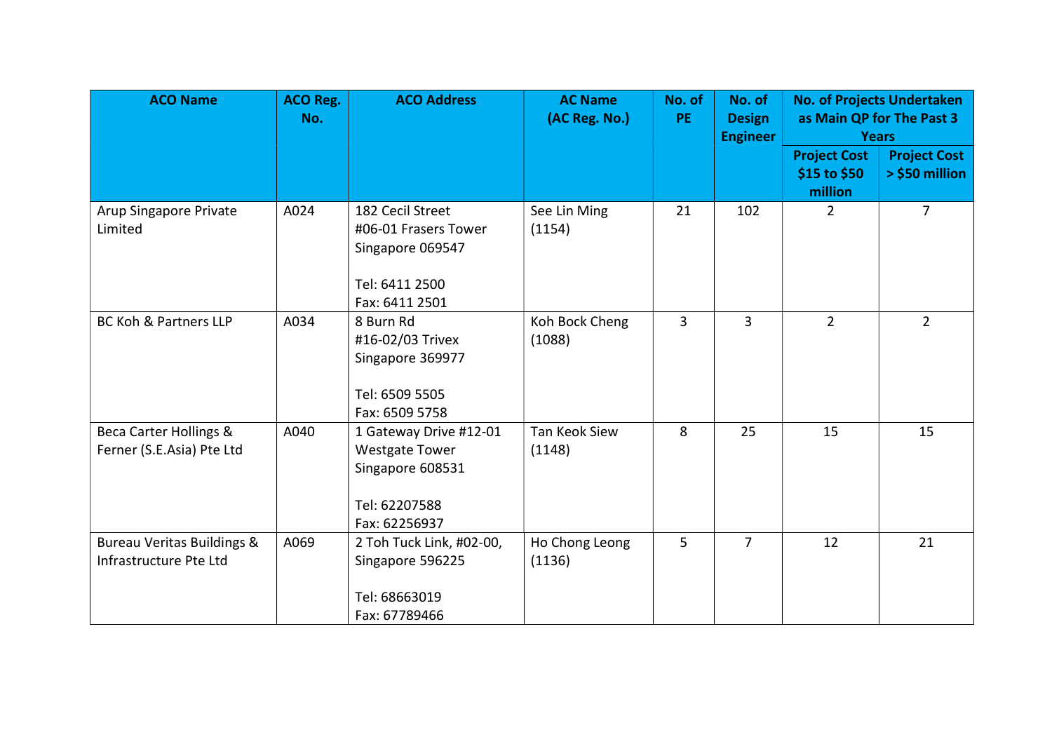| ACO Name | ACO Reg. No. | ACO Address | AC Name (AC Reg. No.) | No. of PE | No. of Design Engineer | No. of Projects Undertaken as Main QP for The Past 3 Years | |
|---|---|---|---|---|---|---|---|
| | | | | | | Project Cost $15 to $50 million | Project Cost > $50 million |
| Arup Singapore Private Limited | A024 | 182 Cecil Street #06-01 Frasers Tower Singapore 069547<br><br>Tel: 6411 2500<br>Fax: 6411 2501 | See Lin Ming (1154) | 21 | 102 | 2 | 7 |
| BC Koh & Partners LLP | A034 | 8 Burn Rd #16-02/03 Trivex Singapore 369977<br><br>Tel: 6509 5505<br>Fax: 6509 5758 | Koh Bock Cheng (1088) | 3 | 3 | 2 | 2 |
| Beca Carter Hollings & Ferner (S.E.Asia) Pte Ltd | A040 | 1 Gateway Drive #12-01 Westgate Tower Singapore 608531<br><br>Tel: 62207588<br>Fax: 62256937 | Tan Keok Siew (1148) | 8 | 25 | 15 | 15 |
| Bureau Veritas Buildings & Infrastructure Pte Ltd | A069 | 2 Toh Tuck Link, #02-00, Singapore 596225<br><br>Tel: 68663019<br>Fax: 67789466 | Ho Chong Leong (1136) | 5 | 7 | 12 | 21 |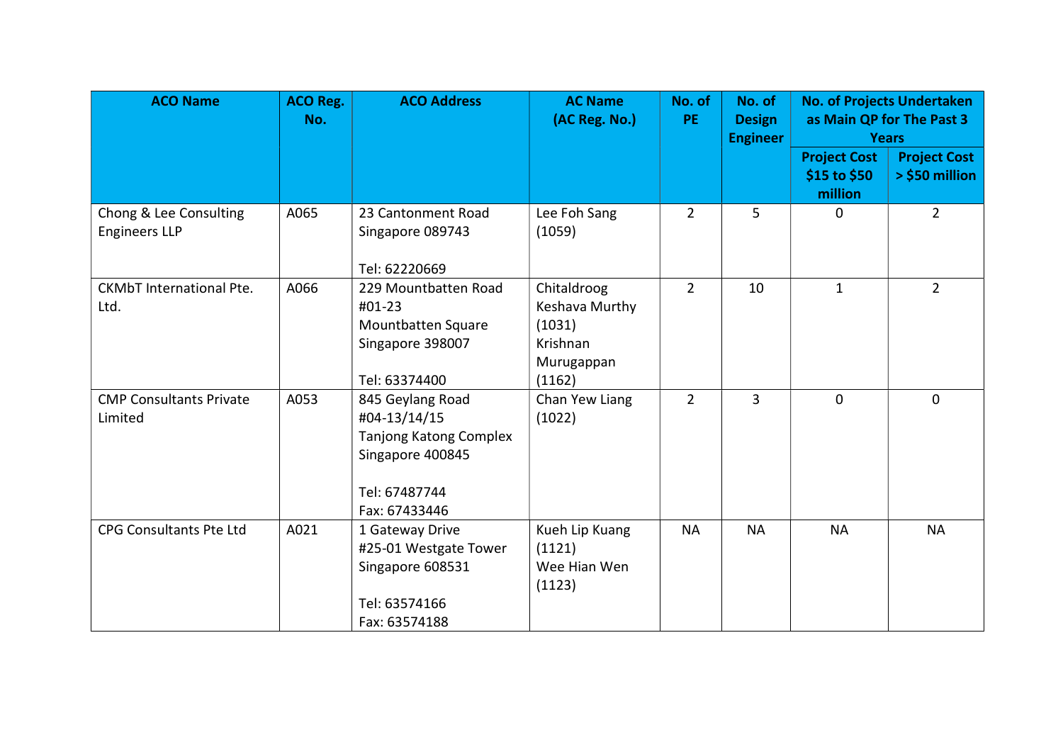| ACO Name | ACO Reg. No. | ACO Address | AC Name (AC Reg. No.) | No. of PE | No. of Design Engineer | No. of Projects Undertaken as Main QP for The Past 3 Years | |
|---|---|---|---|---|---|---|---|
| | | | | | | Project Cost $15 to $50 million | Project Cost > $50 million |
| Chong & Lee Consulting Engineers LLP | A065 | 23 Cantonment Road Singapore 089743<br><br>Tel: 62220669 | Lee Foh Sang (1059) | 2 | 5 | 0 | 2 |
| CKMbT International Pte. Ltd. | A066 | 229 Mountbatten Road #01-23 Mountbatten Square Singapore 398007<br><br>Tel: 63374400 | Chitaldroog Keshava Murthy (1031)<br>Krishnan Murugappan (1162) | 2 | 10 | 1 | 2 |
| CMP Consultants Private Limited | A053 | 845 Geylang Road #04-13/14/15 Tanjong Katong Complex Singapore 400845<br><br>Tel: 67487744<br>Fax: 67433446 | Chan Yew Liang (1022) | 2 | 3 | 0 | 0 |
| CPG Consultants Pte Ltd | A021 | 1 Gateway Drive #25-01 Westgate Tower Singapore 608531<br><br>Tel: 63574166<br>Fax: 63574188 | Kueh Lip Kuang (1121)<br>Wee Hian Wen (1123) | NA | NA | NA | NA |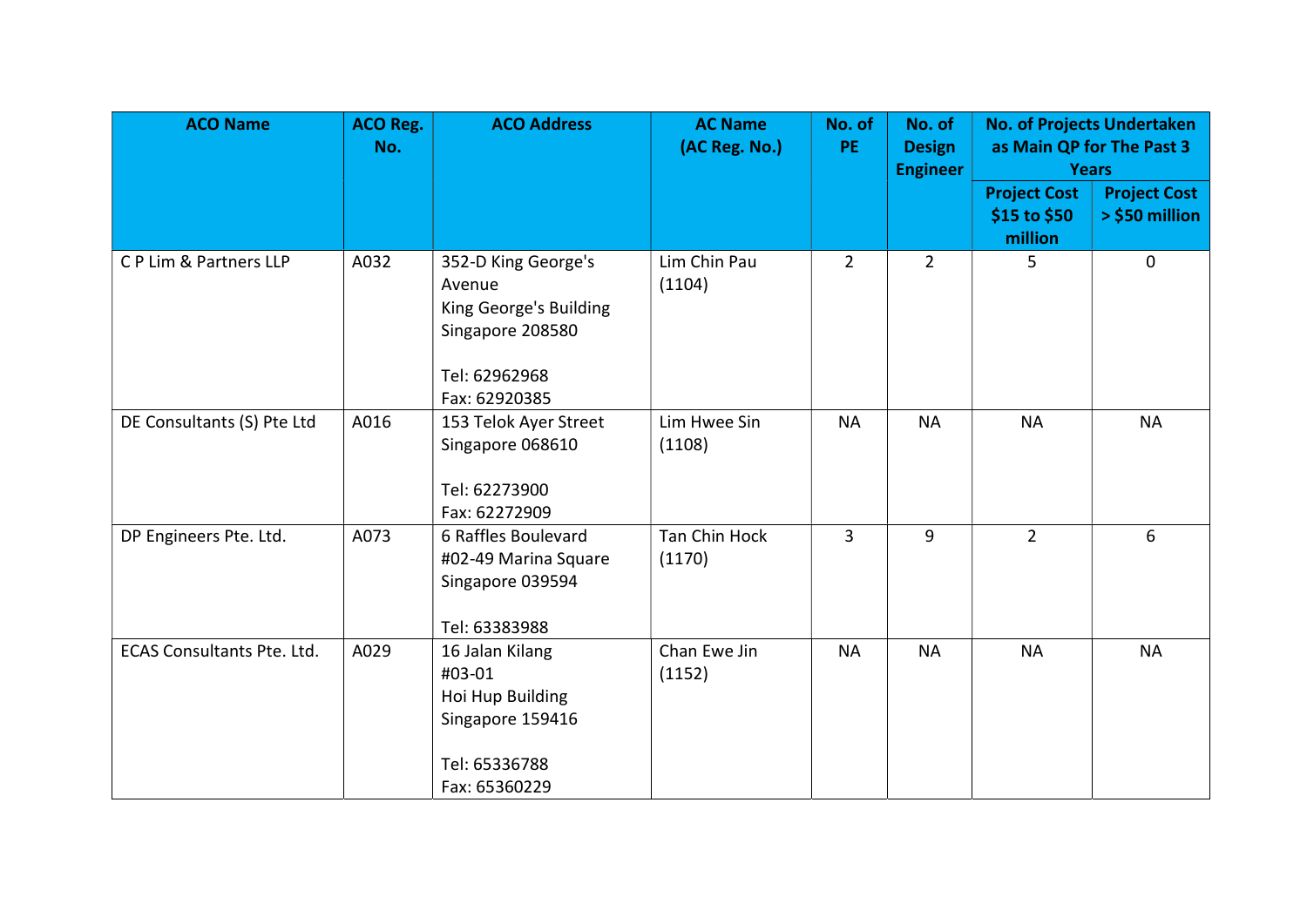| ACO Name | ACO Reg. No. | ACO Address | AC Name (AC Reg. No.) | No. of PE | No. of Design Engineer | No. of Projects Undertaken as Main QP for The Past 3 Years | |
|---|---|---|---|---|---|---|---|
| | | | | | | Project Cost $15 to $50 million | Project Cost > $50 million |
| C P Lim & Partners LLP | A032 | 352-D King George's Avenue<br>King George's Building<br>Singapore 208580<br><br>Tel: 62962968<br>Fax: 62920385 | Lim Chin Pau (1104) | 2 | 2 | 5 | 0 |
| DE Consultants (S) Pte Ltd | A016 | 153 Telok Ayer Street<br>Singapore 068610<br><br>Tel: 62273900<br>Fax: 62272909 | Lim Hwee Sin (1108) | NA | NA | NA | NA |
| DP Engineers Pte. Ltd. | A073 | 6 Raffles Boulevard<br>#02-49 Marina Square<br>Singapore 039594<br><br>Tel: 63383988 | Tan Chin Hock (1170) | 3 | 9 | 2 | 6 |
| ECAS Consultants Pte. Ltd. | A029 | 16 Jalan Kilang<br>#03-01<br>Hoi Hup Building<br>Singapore 159416<br><br>Tel: 65336788<br>Fax: 65360229 | Chan Ewe Jin (1152) | NA | NA | NA | NA |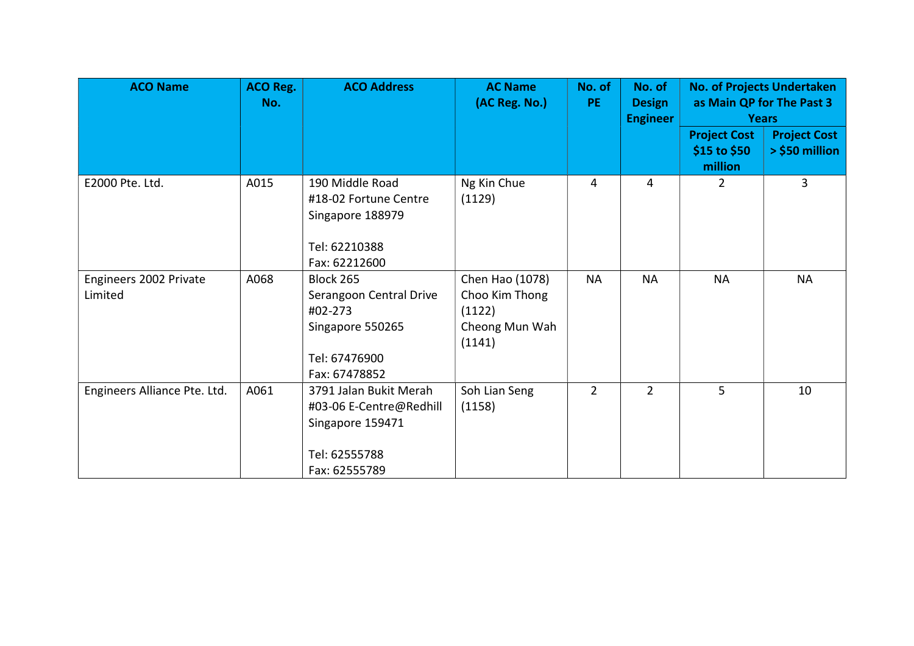| ACO Name | ACO Reg. No. | ACO Address | AC Name (AC Reg. No.) | No. of PE | No. of Design Engineer | No. of Projects Undertaken as Main QP for The Past 3 Years | |
|---|---|---|---|---|---|---|---|
| | | | | | | Project Cost $15 to $50 million | Project Cost > $50 million |
| E2000 Pte. Ltd. | A015 | 190 Middle Road #18-02 Fortune Centre Singapore 188979<br><br>Tel: 62210388<br>Fax: 62212600 | Ng Kin Chue (1129) | 4 | 4 | 2 | 3 |
| Engineers 2002 Private Limited | A068 | Block 265 Serangoon Central Drive #02-273 Singapore 550265<br><br>Tel: 67476900<br>Fax: 67478852 | Chen Hao (1078)<br>Choo Kim Thong (1122)<br>Cheong Mun Wah (1141) | NA | NA | NA | NA |
| Engineers Alliance Pte. Ltd. | A061 | 3791 Jalan Bukit Merah #03-06 E-Centre@Redhill Singapore 159471<br><br>Tel: 62555788<br>Fax: 62555789 | Soh Lian Seng (1158) | 2 | 2 | 5 | 10 |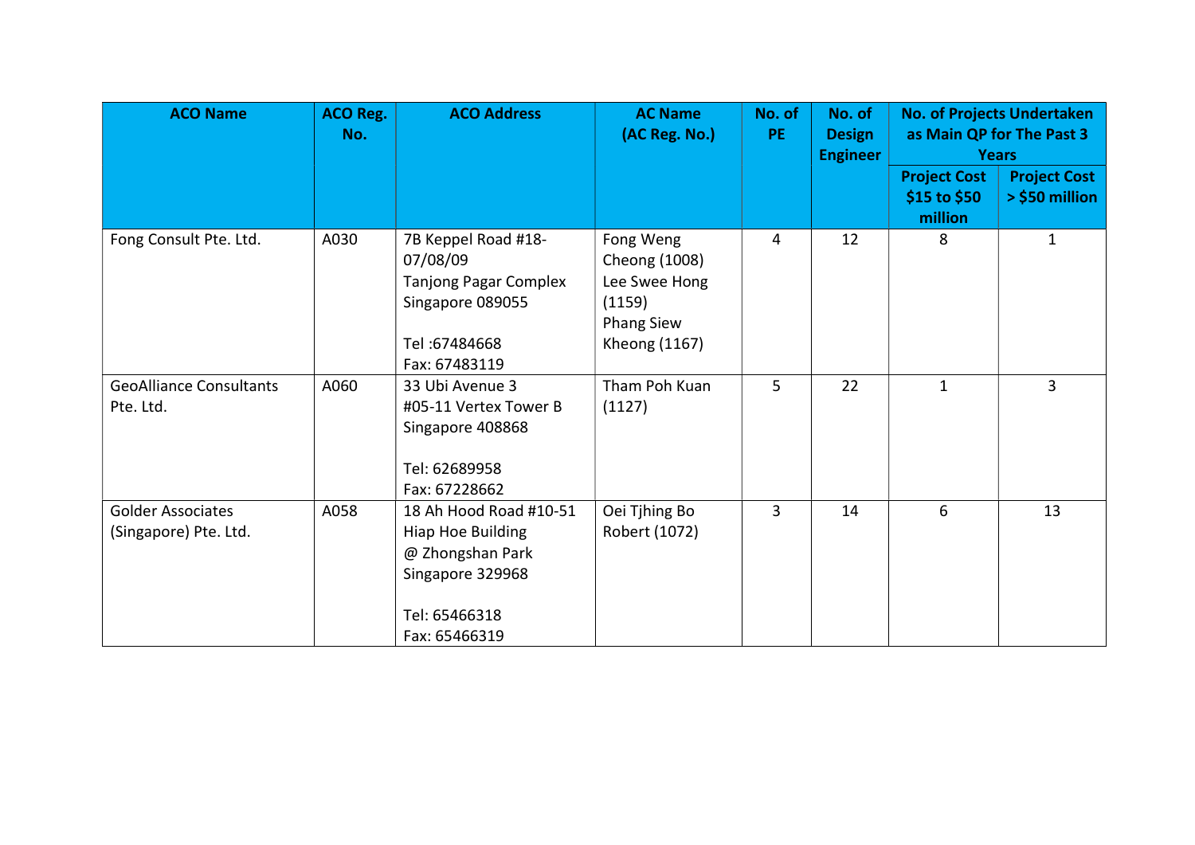| ACO Name | ACO Reg. No. | ACO Address | AC Name (AC Reg. No.) | No. of PE | No. of Design Engineer | No. of Projects Undertaken as Main QP for The Past 3 Years | |
|---|---|---|---|---|---|---|---|
| | | | | | | Project Cost $15 to $50 million | Project Cost > $50 million |
| Fong Consult Pte. Ltd. | A030 | 7B Keppel Road #18-07/08/09 Tanjong Pagar Complex Singapore 089055<br><br>Tel :67484668<br>Fax: 67483119 | Fong Weng Cheong (1008)<br>Lee Swee Hong (1159)<br>Phang Siew Kheong (1167) | 4 | 12 | 8 | 1 |
| GeoAlliance Consultants Pte. Ltd. | A060 | 33 Ubi Avenue 3 #05-11 Vertex Tower B Singapore 408868<br><br>Tel: 62689958<br>Fax: 67228662 | Tham Poh Kuan (1127) | 5 | 22 | 1 | 3 |
| Golder Associates (Singapore) Pte. Ltd. | A058 | 18 Ah Hood Road #10-51 Hiap Hoe Building @ Zhongshan Park Singapore 329968<br><br>Tel: 65466318<br>Fax: 65466319 | Oei Tjhing Bo Robert (1072) | 3 | 14 | 6 | 13 |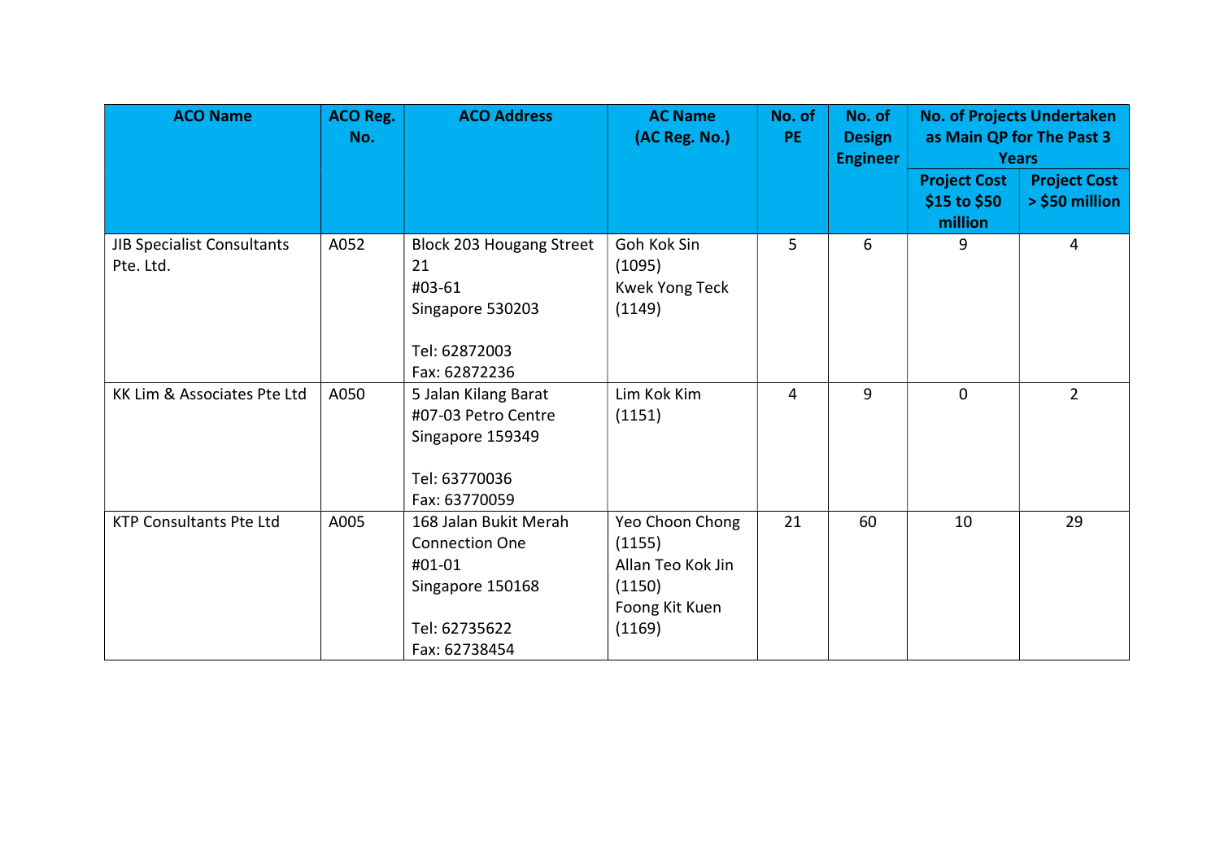| ACO Name | ACO Reg. No. | ACO Address | AC Name (AC Reg. No.) | No. of PE | No. of Design Engineer | No. of Projects Undertaken as Main QP for The Past 3 Years | |
|---|---|---|---|---|---|---|---|
| | | | | | | Project Cost $15 to $50 million | Project Cost > $50 million |
| JIB Specialist Consultants Pte. Ltd. | A052 | Block 203 Hougang Street 21<br>#03-61<br>Singapore 530203<br><br>Tel: 62872003<br>Fax: 62872236 | Goh Kok Sin (1095)<br>Kwek Yong Teck (1149) | 5 | 6 | 9 | 4 |
| KK Lim & Associates Pte Ltd | A050 | 5 Jalan Kilang Barat<br>#07-03 Petro Centre<br>Singapore 159349<br><br>Tel: 63770036<br>Fax: 63770059 | Lim Kok Kim (1151) | 4 | 9 | 0 | 2 |
| KTP Consultants Pte Ltd | A005 | 168 Jalan Bukit Merah<br>Connection One<br>#01-01<br>Singapore 150168<br><br>Tel: 62735622<br>Fax: 62738454 | Yeo Choon Chong (1155)<br>Allan Teo Kok Jin (1150)<br>Foong Kit Kuen (1169) | 21 | 60 | 10 | 29 |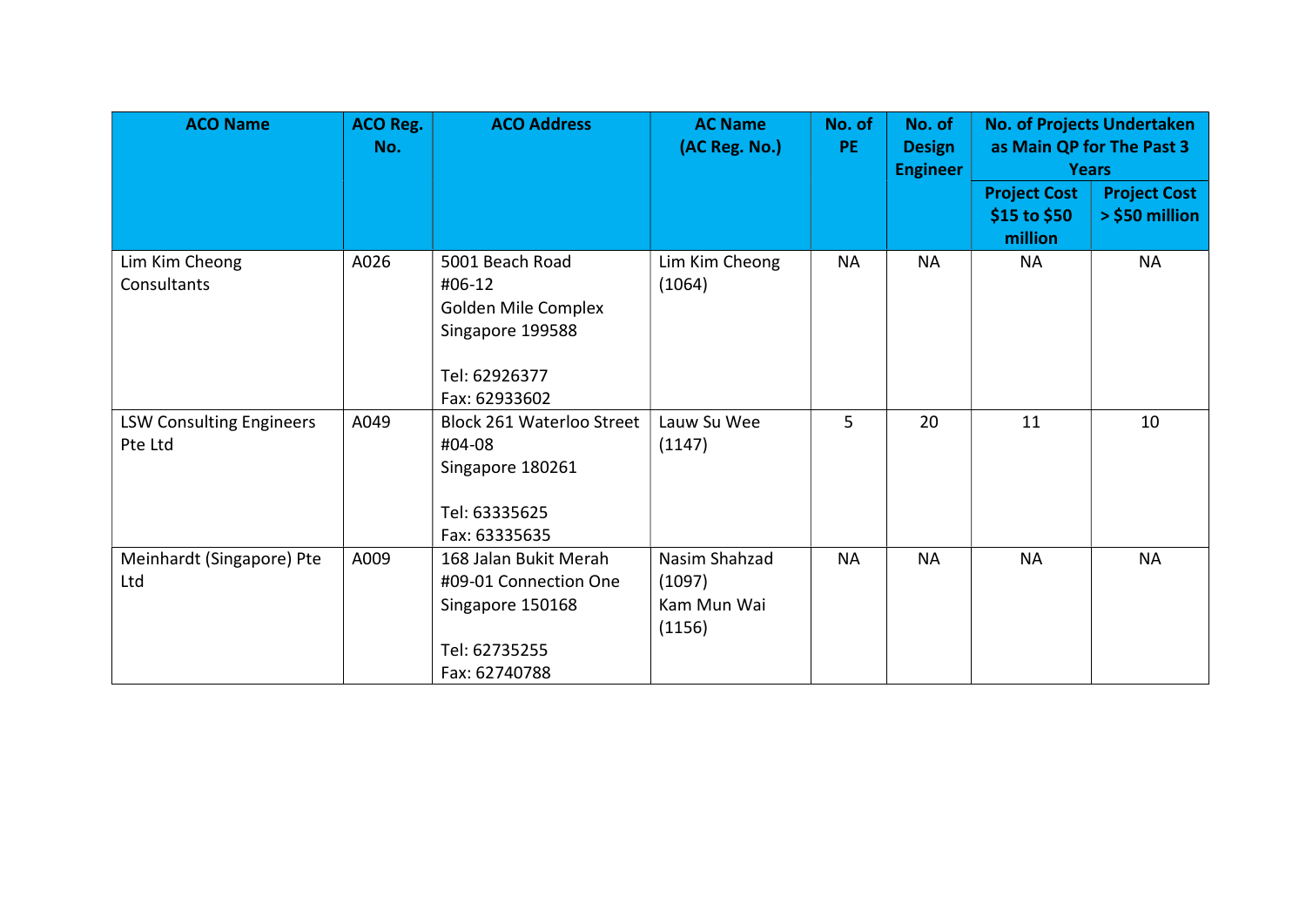| ACO Name | ACO Reg. No. | ACO Address | AC Name (AC Reg. No.) | No. of PE | No. of Design Engineer | No. of Projects Undertaken as Main QP for The Past 3 Years | |
|---|---|---|---|---|---|---|---|
| | | | | | | Project Cost $15 to $50 million | Project Cost > $50 million |
| Lim Kim Cheong Consultants | A026 | 5001 Beach Road #06-12 Golden Mile Complex Singapore 199588<br><br>Tel: 62926377<br>Fax: 62933602 | Lim Kim Cheong (1064) | NA | NA | NA | NA |
| LSW Consulting Engineers Pte Ltd | A049 | Block 261 Waterloo Street #04-08 Singapore 180261<br><br>Tel: 63335625<br>Fax: 63335635 | Lauw Su Wee (1147) | 5 | 20 | 11 | 10 |
| Meinhardt (Singapore) Pte Ltd | A009 | 168 Jalan Bukit Merah #09-01 Connection One Singapore 150168<br><br>Tel: 62735255<br>Fax: 62740788 | Nasim Shahzad (1097)<br>Kam Mun Wai (1156) | NA | NA | NA | NA |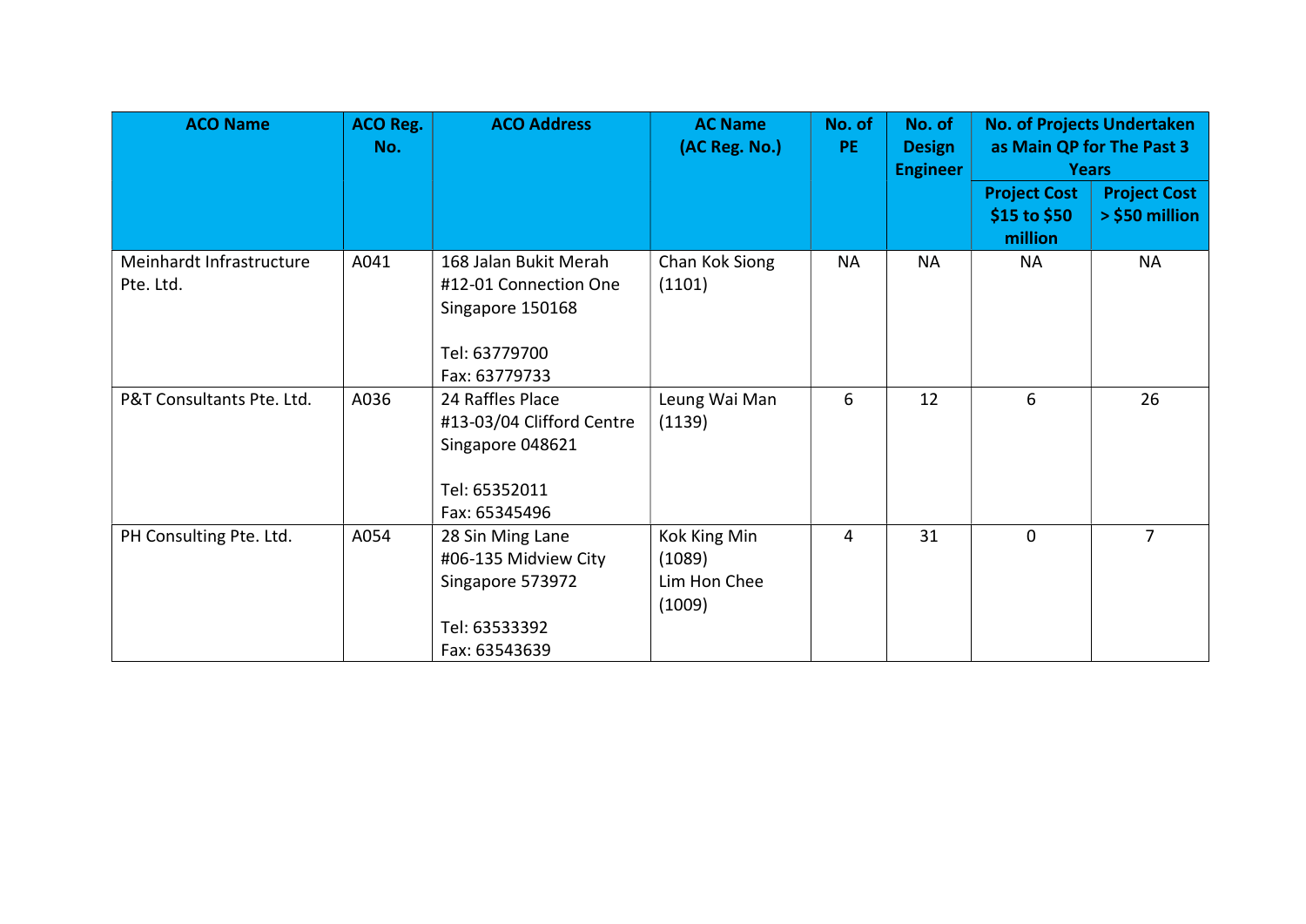| ACO Name | ACO Reg. No. | ACO Address | AC Name (AC Reg. No.) | No. of PE | No. of Design Engineer | No. of Projects Undertaken as Main QP for The Past 3 Years | |
|---|---|---|---|---|---|---|---|
| | | | | | | Project Cost $15 to $50 million | Project Cost > $50 million |
| Meinhardt Infrastructure Pte. Ltd. | A041 | 168 Jalan Bukit Merah #12-01 Connection One Singapore 150168<br><br>Tel: 63779700<br>Fax: 63779733 | Chan Kok Siong (1101) | NA | NA | NA | NA |
| P&T Consultants Pte. Ltd. | A036 | 24 Raffles Place #13-03/04 Clifford Centre Singapore 048621<br><br>Tel: 65352011<br>Fax: 65345496 | Leung Wai Man (1139) | 6 | 12 | 6 | 26 |
| PH Consulting Pte. Ltd. | A054 | 28 Sin Ming Lane #06-135 Midview City Singapore 573972<br><br>Tel: 63533392<br>Fax: 63543639 | Kok King Min (1089)<br>Lim Hon Chee (1009) | 4 | 31 | 0 | 7 |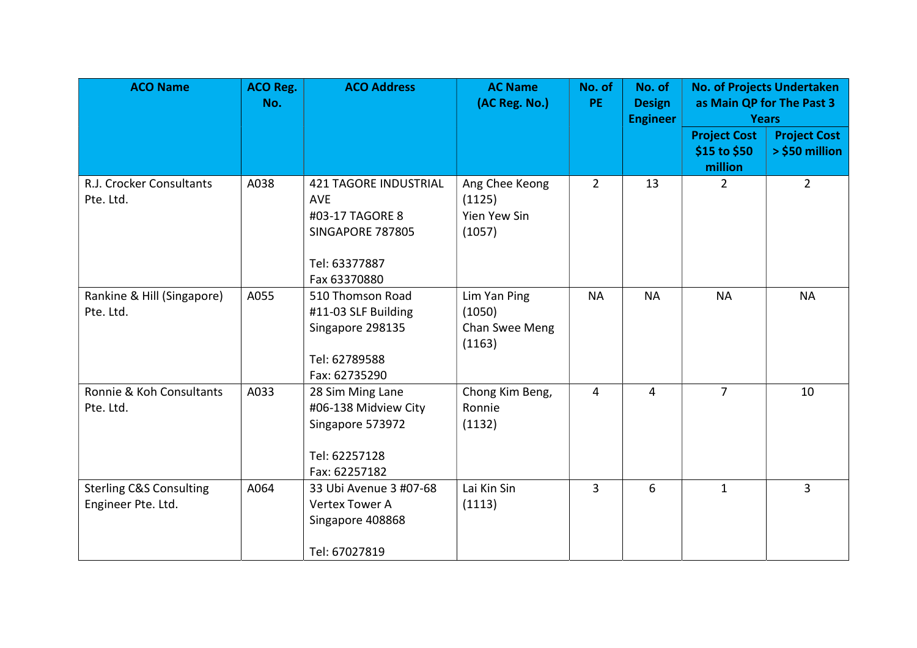| ACO Name | ACO Reg. No. | ACO Address | AC Name (AC Reg. No.) | No. of PE | No. of Design Engineer | No. of Projects Undertaken as Main QP for The Past 3 Years | |
|---|---|---|---|---|---|---|---|
| | | | | | | Project Cost $15 to $50 million | Project Cost > $50 million |
| R.J. Crocker Consultants Pte. Ltd. | A038 | 421 TAGORE INDUSTRIAL AVE<br>#03-17 TAGORE 8<br>SINGAPORE 787805<br><br>Tel: 63377887<br>Fax 63370880 | Ang Chee Keong (1125)<br>Yien Yew Sin (1057) | 2 | 13 | 2 | 2 |
| Rankine & Hill (Singapore) Pte. Ltd. | A055 | 510 Thomson Road<br>#11-03 SLF Building<br>Singapore 298135<br><br>Tel: 62789588<br>Fax: 62735290 | Lim Yan Ping (1050)<br>Chan Swee Meng (1163) | NA | NA | NA | NA |
| Ronnie & Koh Consultants Pte. Ltd. | A033 | 28 Sim Ming Lane<br>#06-138 Midview City<br>Singapore 573972<br><br>Tel: 62257128<br>Fax: 62257182 | Chong Kim Beng, Ronnie (1132) | 4 | 4 | 7 | 10 |
| Sterling C&S Consulting Engineer Pte. Ltd. | A064 | 33 Ubi Avenue 3 #07-68<br>Vertex Tower A<br>Singapore 408868<br><br>Tel: 67027819 | Lai Kin Sin (1113) | 3 | 6 | 1 | 3 |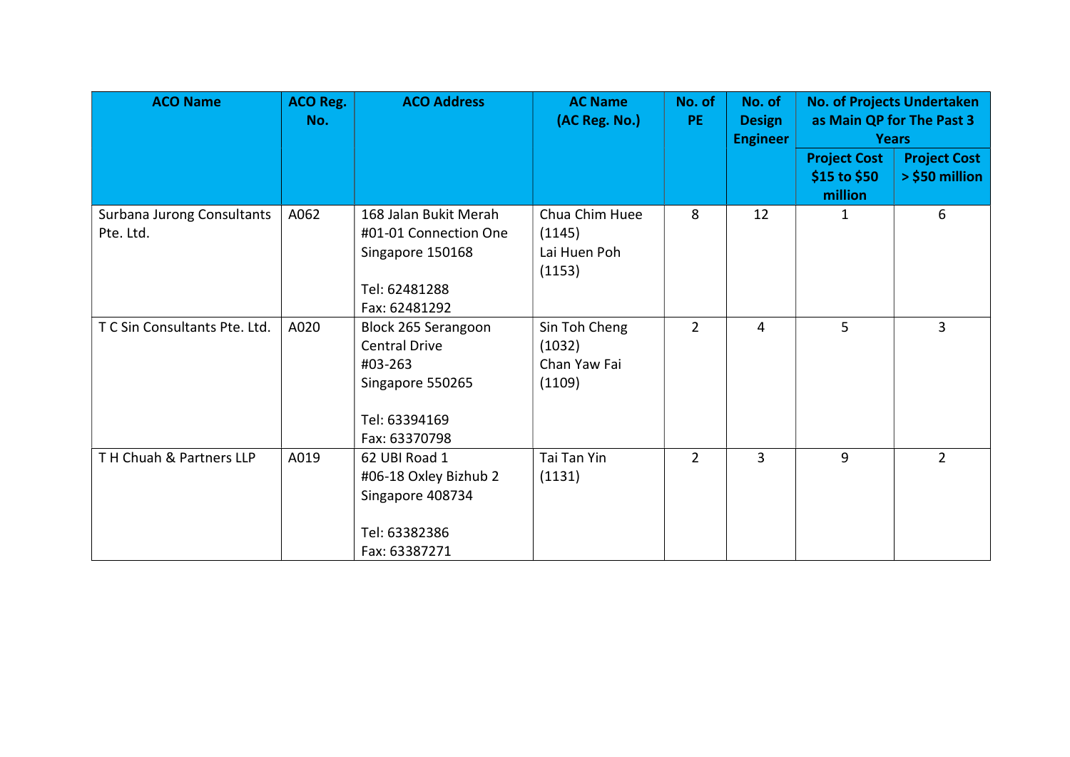| ACO Name | ACO Reg. No. | ACO Address | AC Name (AC Reg. No.) | No. of PE | No. of Design Engineer | No. of Projects Undertaken as Main QP for The Past 3 Years | |
|---|---|---|---|---|---|---|---|
| | | | | | | Project Cost $15 to $50 million | Project Cost > $50 million |
| Surbana Jurong Consultants Pte. Ltd. | A062 | 168 Jalan Bukit Merah #01-01 Connection One Singapore 150168<br><br>Tel: 62481288<br>Fax: 62481292 | Chua Chim Huee (1145)<br>Lai Huen Poh (1153) | 8 | 12 | 1 | 6 |
| T C Sin Consultants Pte. Ltd. | A020 | Block 265 Serangoon Central Drive #03-263 Singapore 550265<br><br>Tel: 63394169<br>Fax: 63370798 | Sin Toh Cheng (1032)<br>Chan Yaw Fai (1109) | 2 | 4 | 5 | 3 |
| T H Chuah & Partners LLP | A019 | 62 UBI Road 1 #06-18 Oxley Bizhub 2 Singapore 408734<br><br>Tel: 63382386<br>Fax: 63387271 | Tai Tan Yin (1131) | 2 | 3 | 9 | 2 |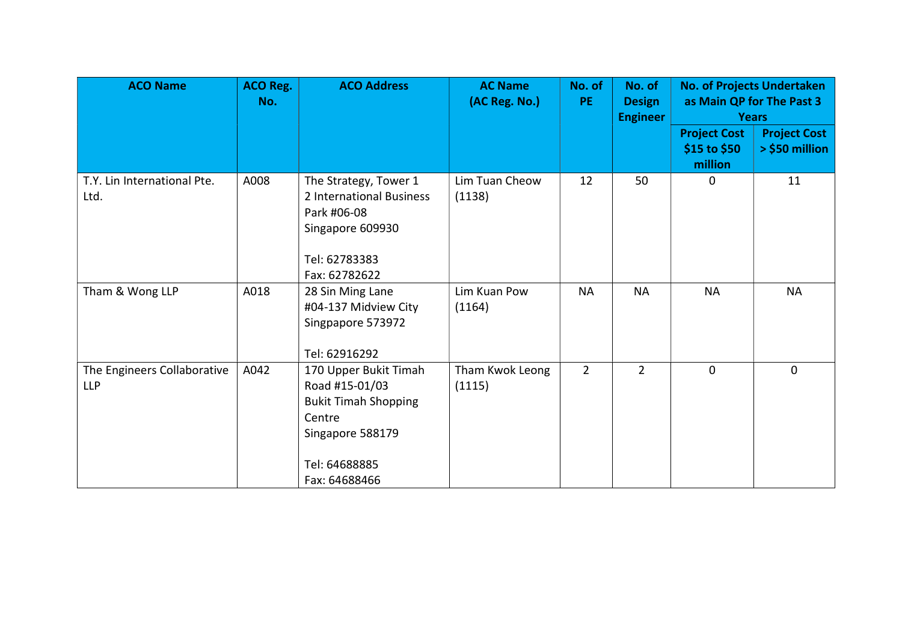| ACO Name | ACO Reg. No. | ACO Address | AC Name (AC Reg. No.) | No. of PE | No. of Design Engineer | No. of Projects Undertaken as Main QP for The Past 3 Years | |
|---|---|---|---|---|---|---|---|
| | | | | | | Project Cost $15 to $50 million | Project Cost > $50 million |
| T.Y. Lin International Pte. Ltd. | A008 | The Strategy, Tower 1<br>2 International Business Park #06-08<br>Singapore 609930<br><br>Tel: 62783383<br>Fax: 62782622 | Lim Tuan Cheow (1138) | 12 | 50 | 0 | 11 |
| Tham & Wong LLP | A018 | 28 Sin Ming Lane<br>#04-137 Midview City<br>Singpapore 573972<br><br>Tel: 62916292 | Lim Kuan Pow (1164) | NA | NA | NA | NA |
| The Engineers Collaborative LLP | A042 | 170 Upper Bukit Timah Road #15-01/03<br>Bukit Timah Shopping Centre<br>Singapore 588179<br><br>Tel: 64688885<br>Fax: 64688466 | Tham Kwok Leong (1115) | 2 | 2 | 0 | 0 |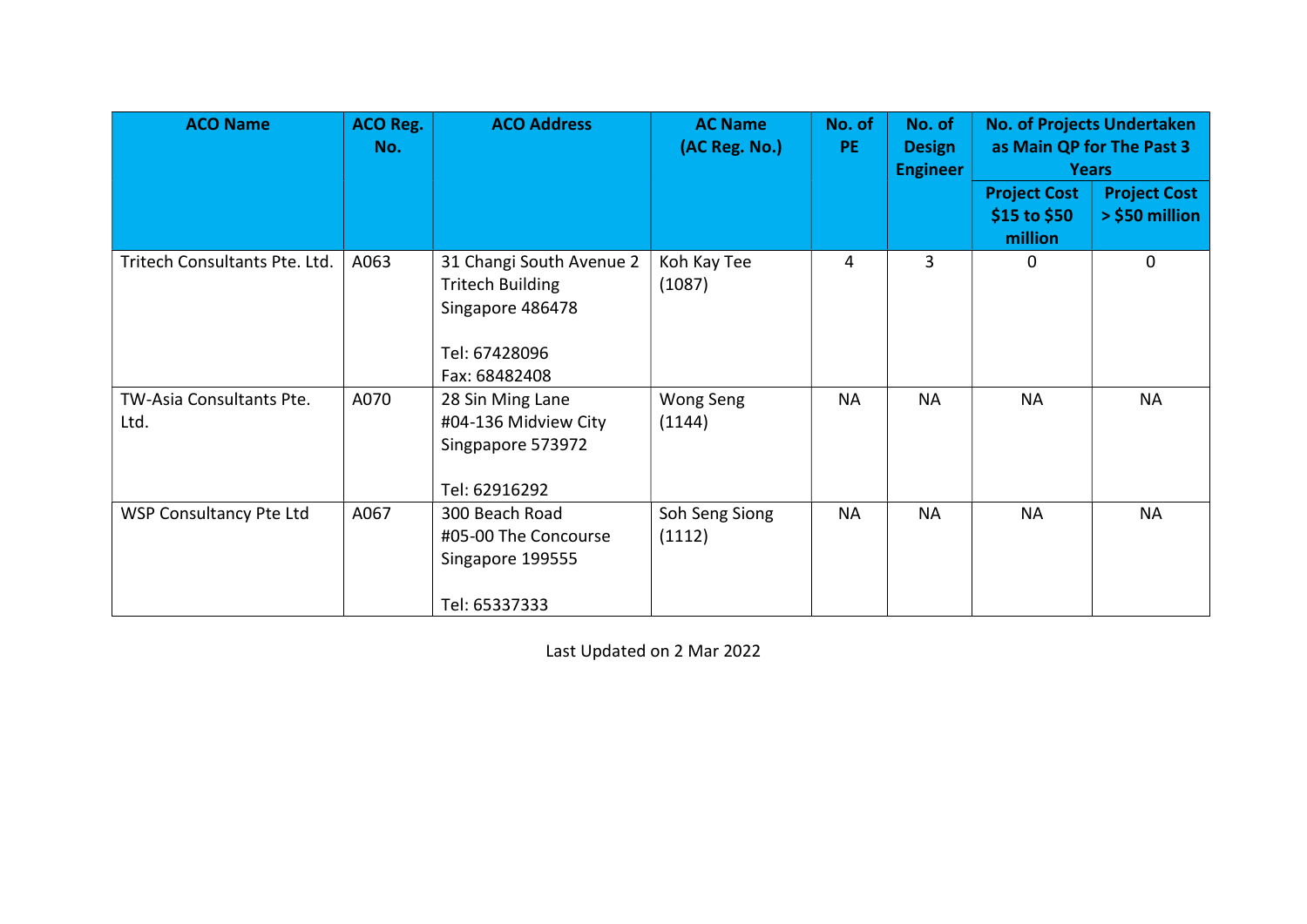| ACO Name | ACO Reg. No. | ACO Address | AC Name (AC Reg. No.) | No. of PE | No. of Design Engineer | No. of Projects Undertaken as Main QP for The Past 3 Years | |
|---|---|---|---|---|---|---|---|
| | | | | | | Project Cost $15 to $50 million | Project Cost > $50 million |
| Tritech Consultants Pte. Ltd. | A063 | 31 Changi South Avenue 2 Tritech Building Singapore 486478<br><br>Tel: 67428096<br>Fax: 68482408 | Koh Kay Tee (1087) | 4 | 3 | 0 | 0 |
| TW-Asia Consultants Pte. Ltd. | A070 | 28 Sin Ming Lane #04-136 Midview City Singpapore 573972<br><br>Tel: 62916292 | Wong Seng (1144) | NA | NA | NA | NA |
| WSP Consultancy Pte Ltd | A067 | 300 Beach Road #05-00 The Concourse Singapore 199555<br><br>Tel: 65337333 | Soh Seng Siong (1112) | NA | NA | NA | NA |

Last Updated on 2 Mar 2022